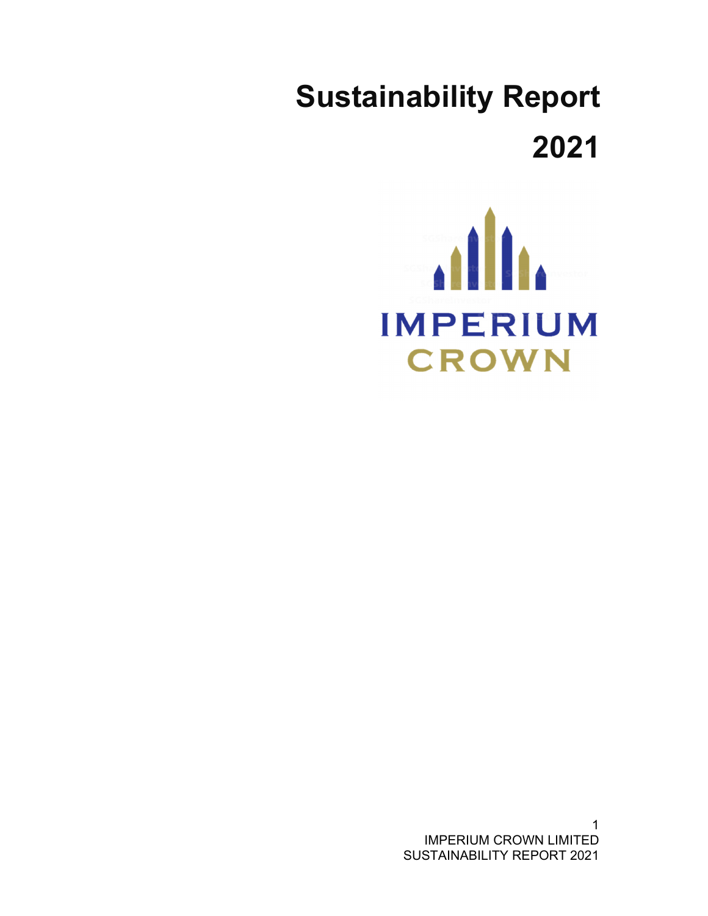# Sustainability Report

# 2021

IMPERIUM
CROWN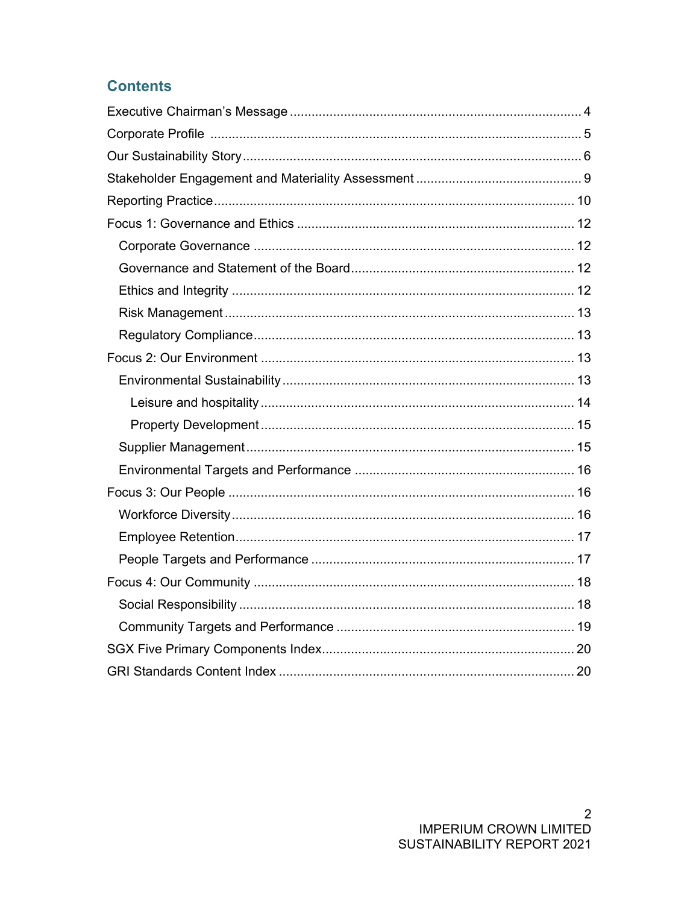## Contents

Executive Chairman's Message ................................................................................ 4
Corporate Profile ...................................................................................................... 5
Our Sustainability Story ............................................................................................ 6
Stakeholder Engagement and Materiality Assessment ............................................ 9
Reporting Practice .................................................................................................. 10
Focus 1: Governance and Ethics ............................................................................ 12
- Corporate Governance ........................................................................................ 12
- Governance and Statement of the Board ............................................................. 12
- Ethics and Integrity .............................................................................................. 12
- Risk Management ................................................................................................ 13
- Regulatory Compliance ........................................................................................ 13

Focus 2: Our Environment ...................................................................................... 13
- Environmental Sustainability ................................................................................ 13
  - Leisure and hospitality ...................................................................................... 14
  - Property Development ...................................................................................... 15
- Supplier Management .......................................................................................... 15
- Environmental Targets and Performance ............................................................ 16

Focus 3: Our People ............................................................................................... 16
- Workforce Diversity .............................................................................................. 16
- Employee Retention ............................................................................................. 17
- People Targets and Performance ........................................................................ 17

Focus 4: Our Community ........................................................................................ 18
- Social Responsibility ............................................................................................ 18
- Community Targets and Performance ................................................................. 19

SGX Five Primary Components Index ..................................................................... 20
GRI Standards Content Index ................................................................................. 20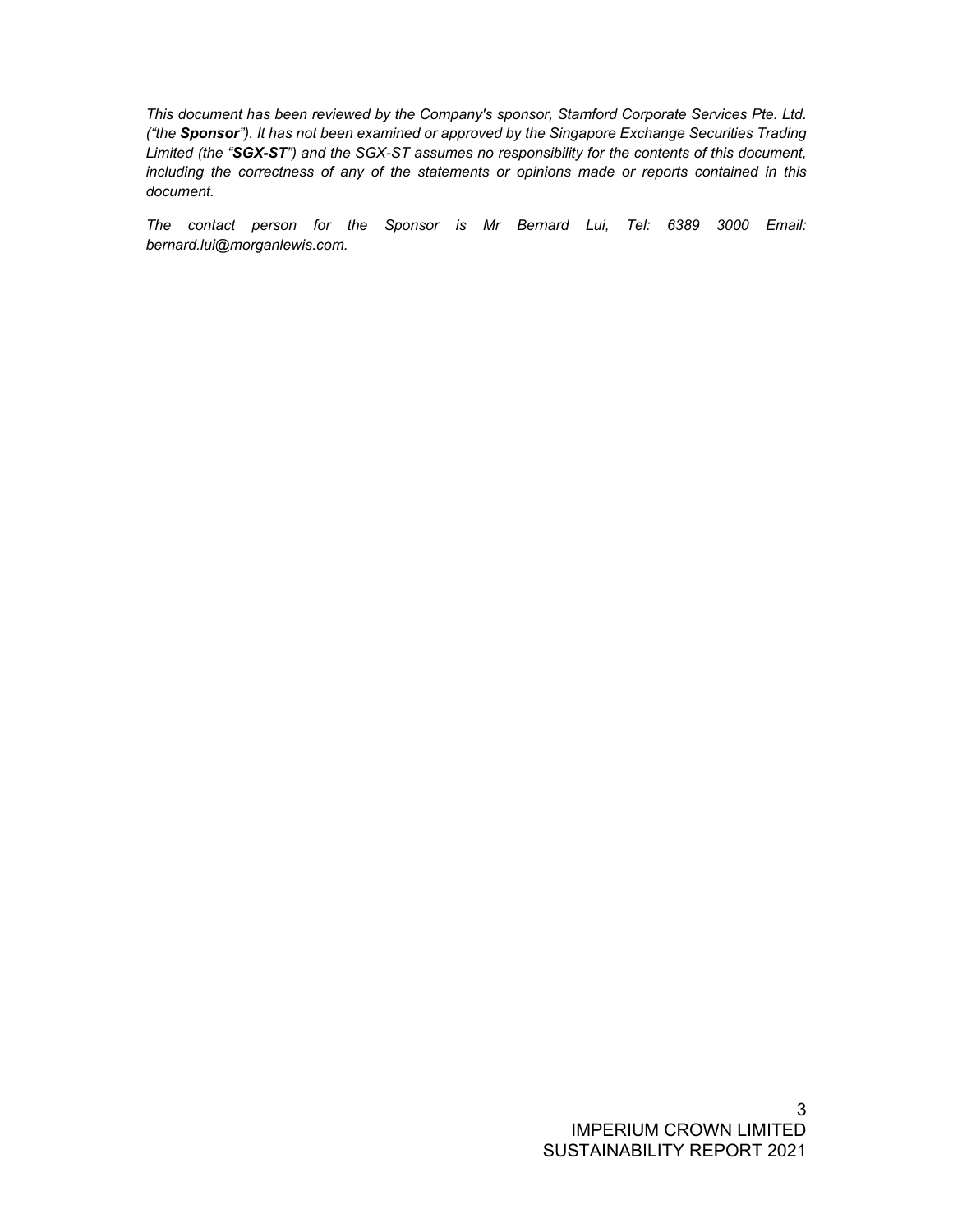*This document has been reviewed by the Company's sponsor, Stamford Corporate Services Pte. Ltd. ("the **Sponsor**"). It has not been examined or approved by the Singapore Exchange Securities Trading Limited (the "**SGX-ST**") and the SGX-ST assumes no responsibility for the contents of this document, including the correctness of any of the statements or opinions made or reports contained in this document.*

*The contact person for the Sponsor is Mr Bernard Lui, Tel: 6389 3000 Email: bernard.lui@morganlewis.com.*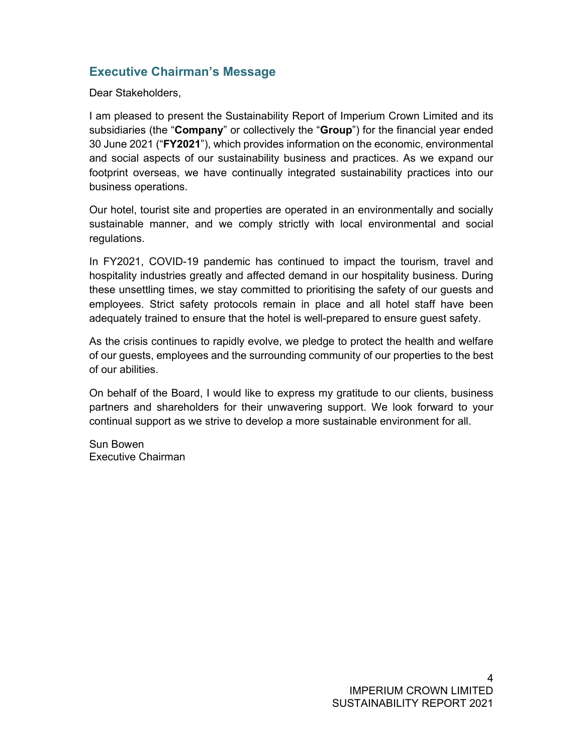## Executive Chairman's Message

Dear Stakeholders,

I am pleased to present the Sustainability Report of Imperium Crown Limited and its subsidiaries (the "**Company**" or collectively the "**Group**") for the financial year ended 30 June 2021 ("**FY2021**"), which provides information on the economic, environmental and social aspects of our sustainability business and practices. As we expand our footprint overseas, we have continually integrated sustainability practices into our business operations.

Our hotel, tourist site and properties are operated in an environmentally and socially sustainable manner, and we comply strictly with local environmental and social regulations.

In FY2021, COVID-19 pandemic has continued to impact the tourism, travel and hospitality industries greatly and affected demand in our hospitality business. During these unsettling times, we stay committed to prioritising the safety of our guests and employees. Strict safety protocols remain in place and all hotel staff have been adequately trained to ensure that the hotel is well-prepared to ensure guest safety.

As the crisis continues to rapidly evolve, we pledge to protect the health and welfare of our guests, employees and the surrounding community of our properties to the best of our abilities.

On behalf of the Board, I would like to express my gratitude to our clients, business partners and shareholders for their unwavering support. We look forward to your continual support as we strive to develop a more sustainable environment for all.

Sun Bowen
Executive Chairman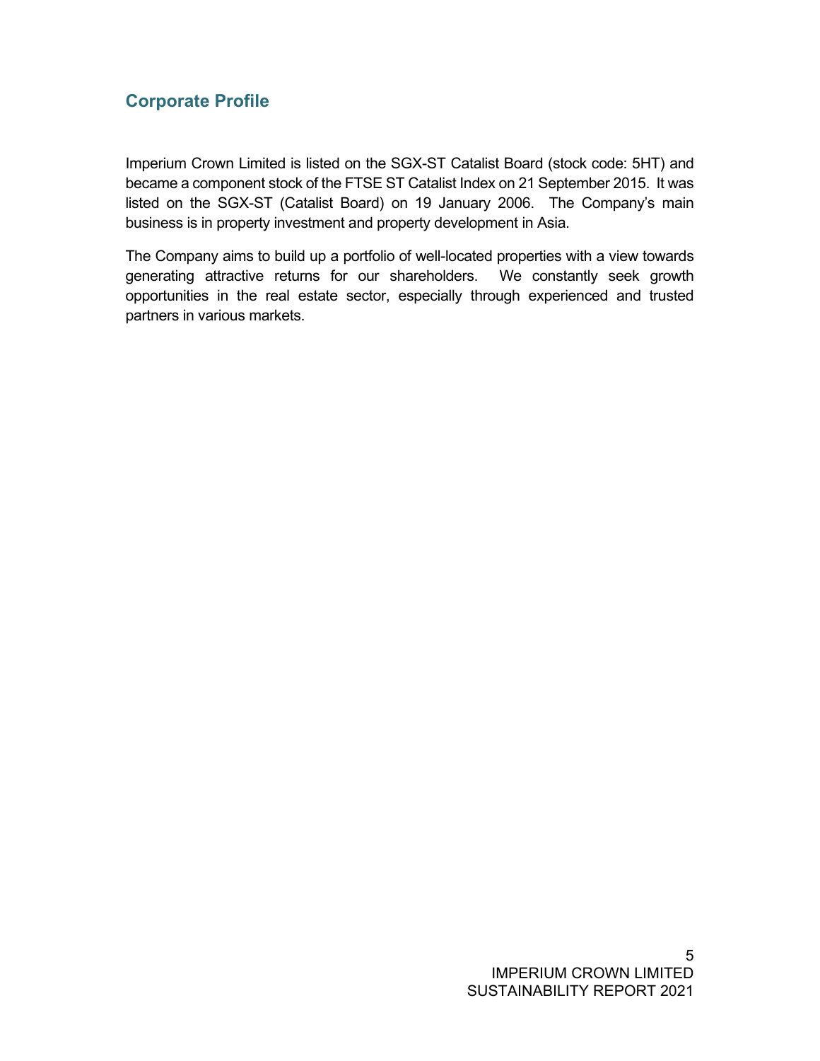## Corporate Profile

Imperium Crown Limited is listed on the SGX-ST Catalist Board (stock code: 5HT) and became a component stock of the FTSE ST Catalist Index on 21 September 2015. It was listed on the SGX-ST (Catalist Board) on 19 January 2006. The Company's main business is in property investment and property development in Asia.

The Company aims to build up a portfolio of well-located properties with a view towards generating attractive returns for our shareholders. We constantly seek growth opportunities in the real estate sector, especially through experienced and trusted partners in various markets.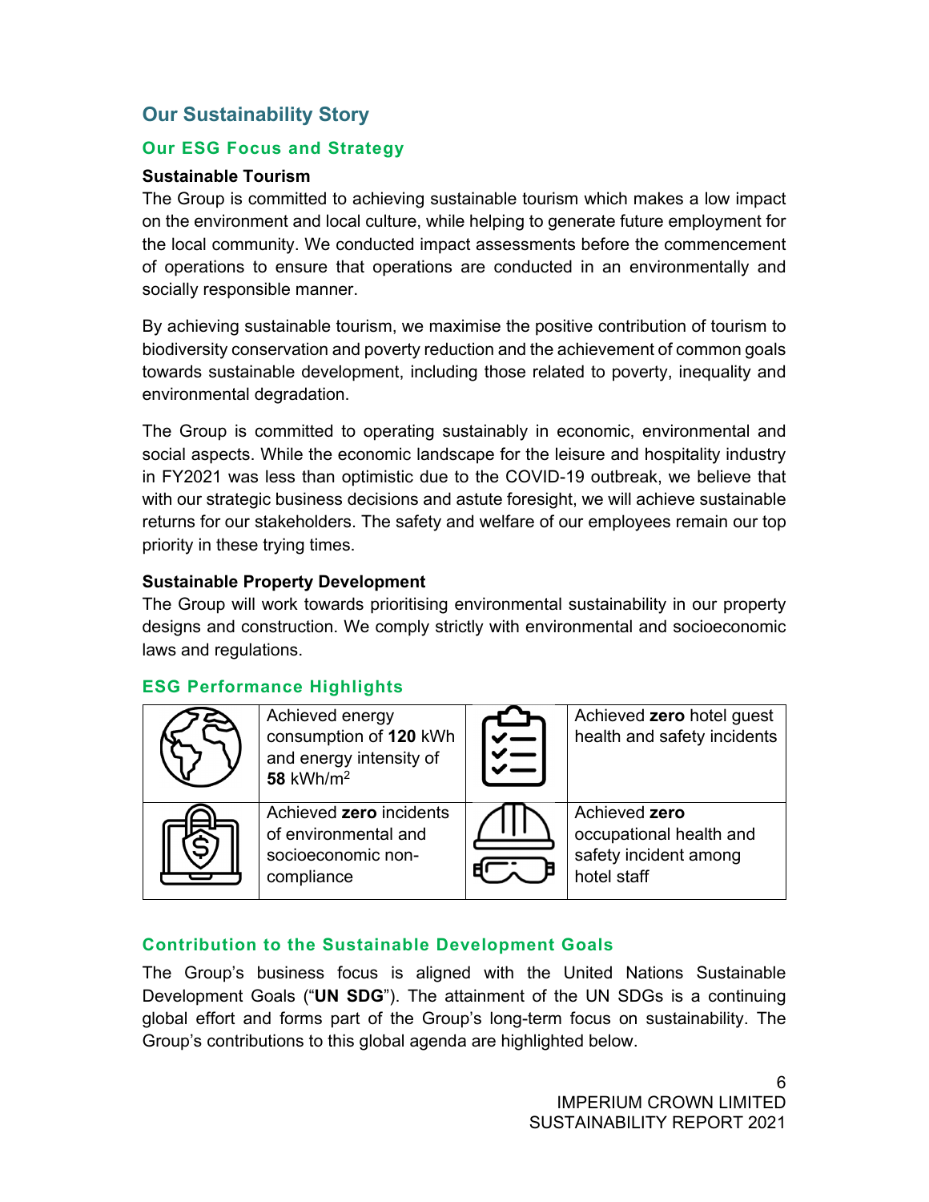# Our Sustainability Story

## Our ESG Focus and Strategy

### Sustainable Tourism

The Group is committed to achieving sustainable tourism which makes a low impact on the environment and local culture, while helping to generate future employment for the local community. We conducted impact assessments before the commencement of operations to ensure that operations are conducted in an environmentally and socially responsible manner.

By achieving sustainable tourism, we maximise the positive contribution of tourism to biodiversity conservation and poverty reduction and the achievement of common goals towards sustainable development, including those related to poverty, inequality and environmental degradation.

The Group is committed to operating sustainably in economic, environmental and social aspects. While the economic landscape for the leisure and hospitality industry in FY2021 was less than optimistic due to the COVID-19 outbreak, we believe that with our strategic business decisions and astute foresight, we will achieve sustainable returns for our stakeholders. The safety and welfare of our employees remain our top priority in these trying times.

### Sustainable Property Development

The Group will work towards prioritising environmental sustainability in our property designs and construction. We comply strictly with environmental and socioeconomic laws and regulations.

## ESG Performance Highlights

| | | | |
|---|---|---|---|
| | Achieved energy consumption of **120** kWh and energy intensity of **58** kWh/m$^2$ | | Achieved **zero** hotel guest health and safety incidents |
| | Achieved **zero** incidents of environmental and socioeconomic non-compliance | | Achieved **zero** occupational health and safety incident among hotel staff |

## Contribution to the Sustainable Development Goals

The Group's business focus is aligned with the United Nations Sustainable Development Goals ("**UN SDG**"). The attainment of the UN SDGs is a continuing global effort and forms part of the Group's long-term focus on sustainability. The Group's contributions to this global agenda are highlighted below.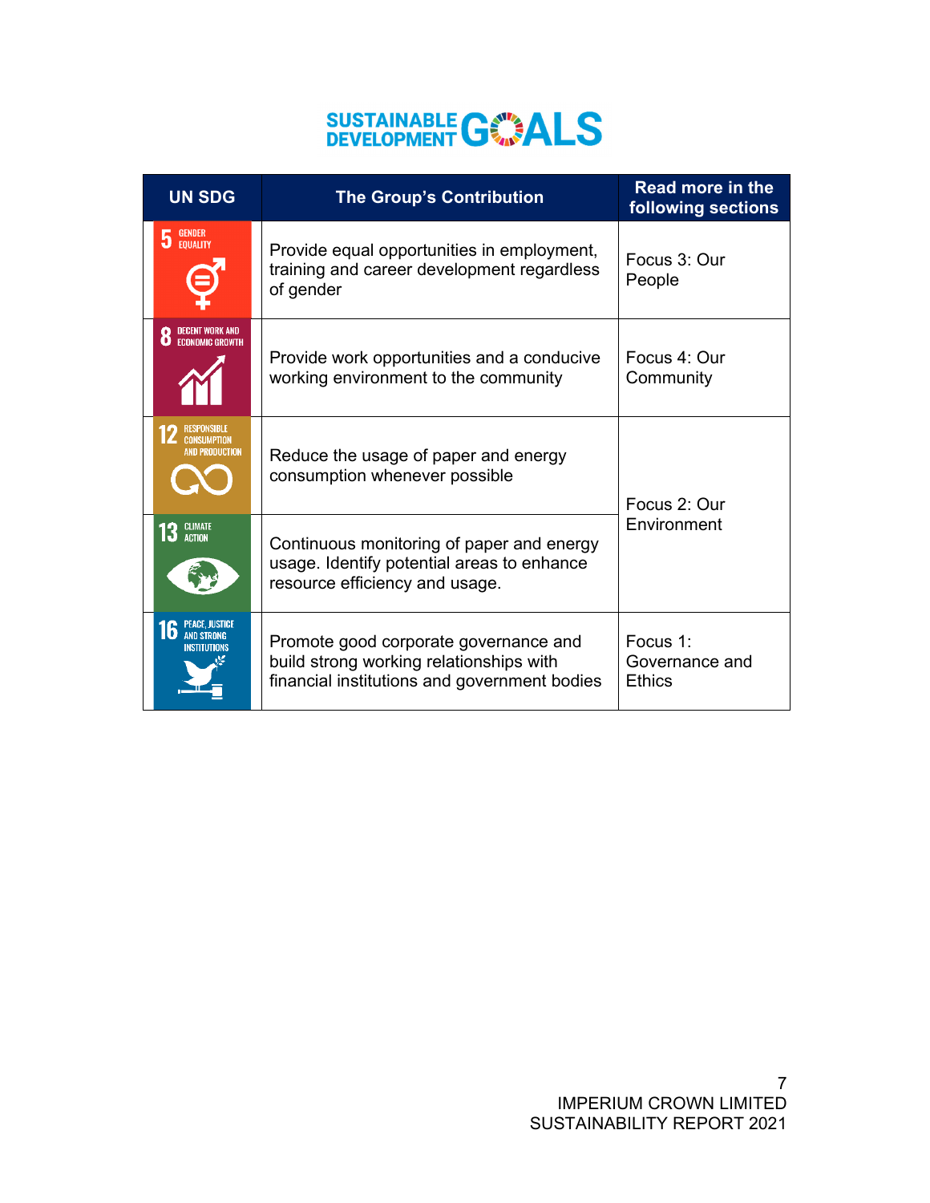# SUSTAINABLE DEVELOPMENT GOALS

| UN SDG | The Group's Contribution | Read more in the following sections |
| --- | --- | --- |
| 5 GENDER EQUALITY | Provide equal opportunities in employment, training and career development regardless of gender | Focus 3: Our People |
| 8 DECENT WORK AND ECONOMIC GROWTH | Provide work opportunities and a conducive working environment to the community | Focus 4: Our Community |
| 12 RESPONSIBLE CONSUMPTION AND PRODUCTION | Reduce the usage of paper and energy consumption whenever possible | Focus 2: Our Environment |
| 13 CLIMATE ACTION | Continuous monitoring of paper and energy usage. Identify potential areas to enhance resource efficiency and usage. | |
| 16 PEACE, JUSTICE AND STRONG INSTITUTIONS | Promote good corporate governance and build strong working relationships with financial institutions and government bodies | Focus 1: Governance and Ethics |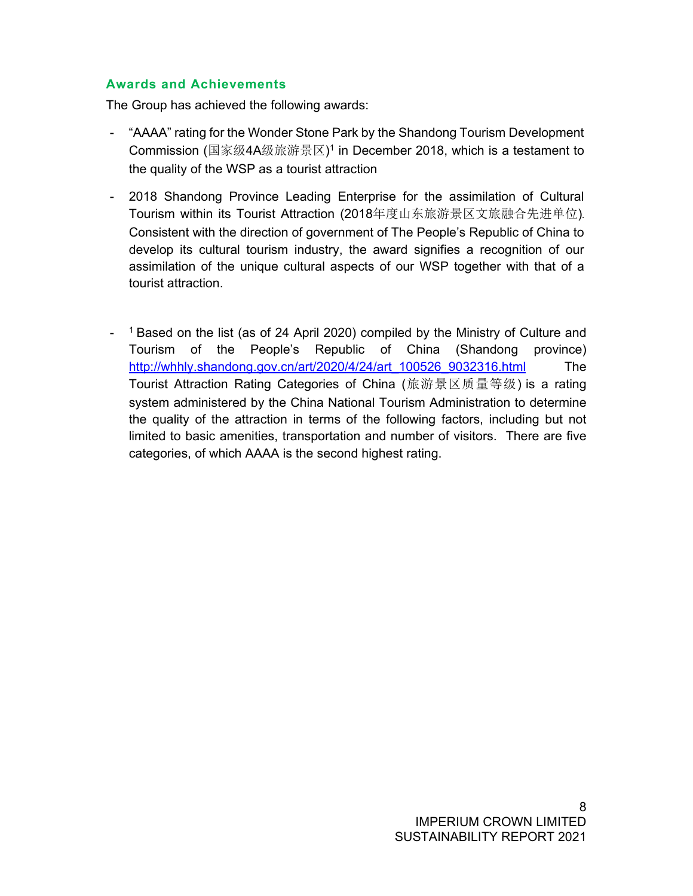### Awards and Achievements

The Group has achieved the following awards:

- "AAAA" rating for the Wonder Stone Park by the Shandong Tourism Development Commission (国家级4A级旅游景区)[1] in December 2018, which is a testament to the quality of the WSP as a tourist attraction
- 2018 Shandong Province Leading Enterprise for the assimilation of Cultural Tourism within its Tourist Attraction (2018年度山东旅游景区文旅融合先进单位). Consistent with the direction of government of The People's Republic of China to develop its cultural tourism industry, the award signifies a recognition of our assimilation of the unique cultural aspects of our WSP together with that of a tourist attraction.

- [1] Based on the list (as of 24 April 2020) compiled by the Ministry of Culture and Tourism of the People's Republic of China (Shandong province) http://whhly.shandong.gov.cn/art/2020/4/24/art_100526_9032316.html The Tourist Attraction Rating Categories of China (旅游景区质量等级) is a rating system administered by the China National Tourism Administration to determine the quality of the attraction in terms of the following factors, including but not limited to basic amenities, transportation and number of visitors. There are five categories, of which AAAA is the second highest rating.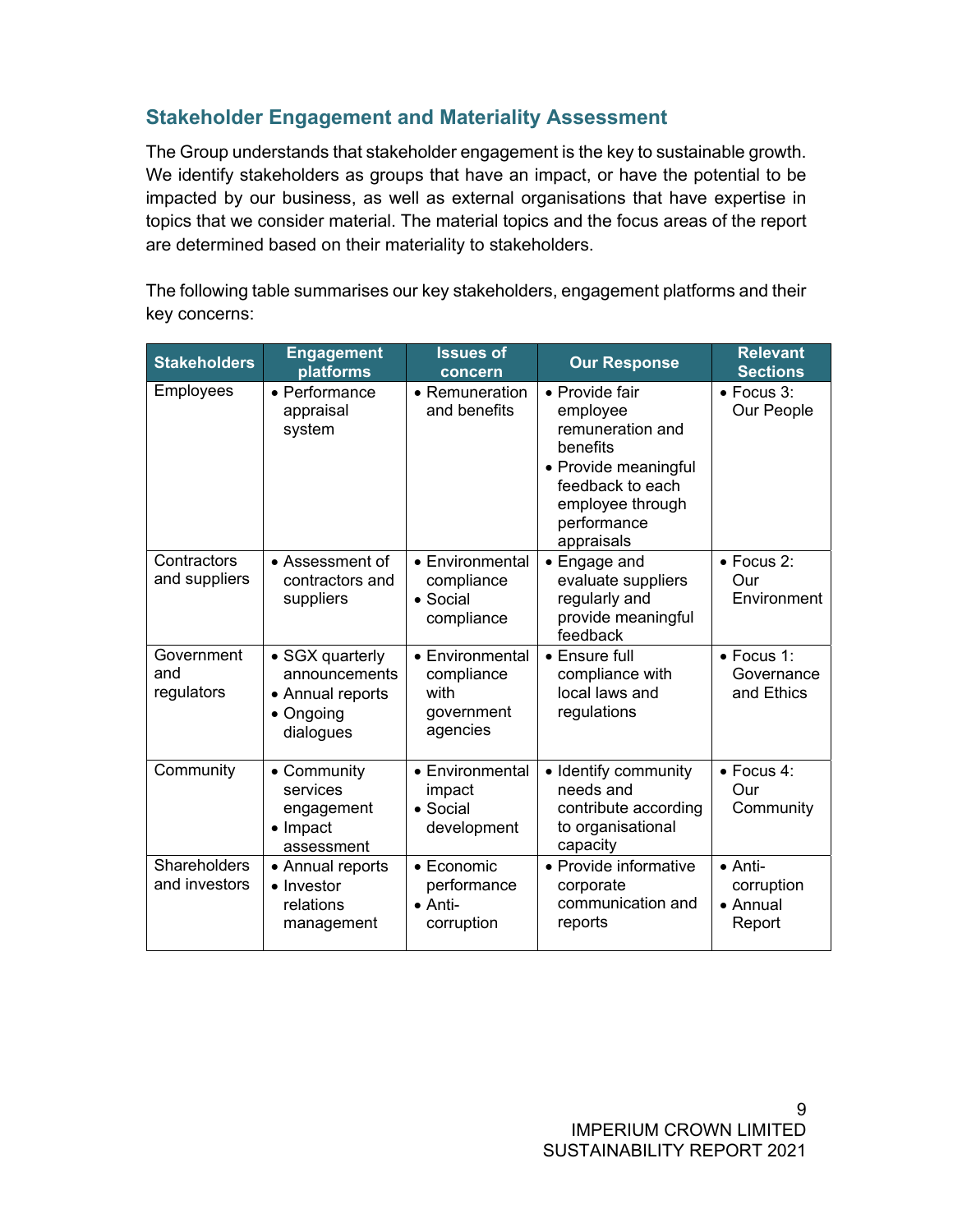## Stakeholder Engagement and Materiality Assessment

The Group understands that stakeholder engagement is the key to sustainable growth. We identify stakeholders as groups that have an impact, or have the potential to be impacted by our business, as well as external organisations that have expertise in topics that we consider material. The material topics and the focus areas of the report are determined based on their materiality to stakeholders.

The following table summarises our key stakeholders, engagement platforms and their key concerns:

| Stakeholders | Engagement platforms | Issues of concern | Our Response | Relevant Sections |
|---|---|---|---|---|
| Employees | • Performance appraisal system | • Remuneration and benefits | • Provide fair employee remuneration and benefits<br>• Provide meaningful feedback to each employee through performance appraisals | • Focus 3: Our People |
| Contractors and suppliers | • Assessment of contractors and suppliers | • Environmental compliance<br>• Social compliance | • Engage and evaluate suppliers regularly and provide meaningful feedback | • Focus 2: Our Environment |
| Government and regulators | • SGX quarterly announcements<br>• Annual reports<br>• Ongoing dialogues | • Environmental compliance with government agencies | • Ensure full compliance with local laws and regulations | • Focus 1: Governance and Ethics |
| Community | • Community services engagement<br>• Impact assessment | • Environmental impact<br>• Social development | • Identify community needs and contribute according to organisational capacity | • Focus 4: Our Community |
| Shareholders and investors | • Annual reports<br>• Investor relations management | • Economic performance<br>• Anti-corruption | • Provide informative corporate communication and reports | • Anti-corruption<br>• Annual Report |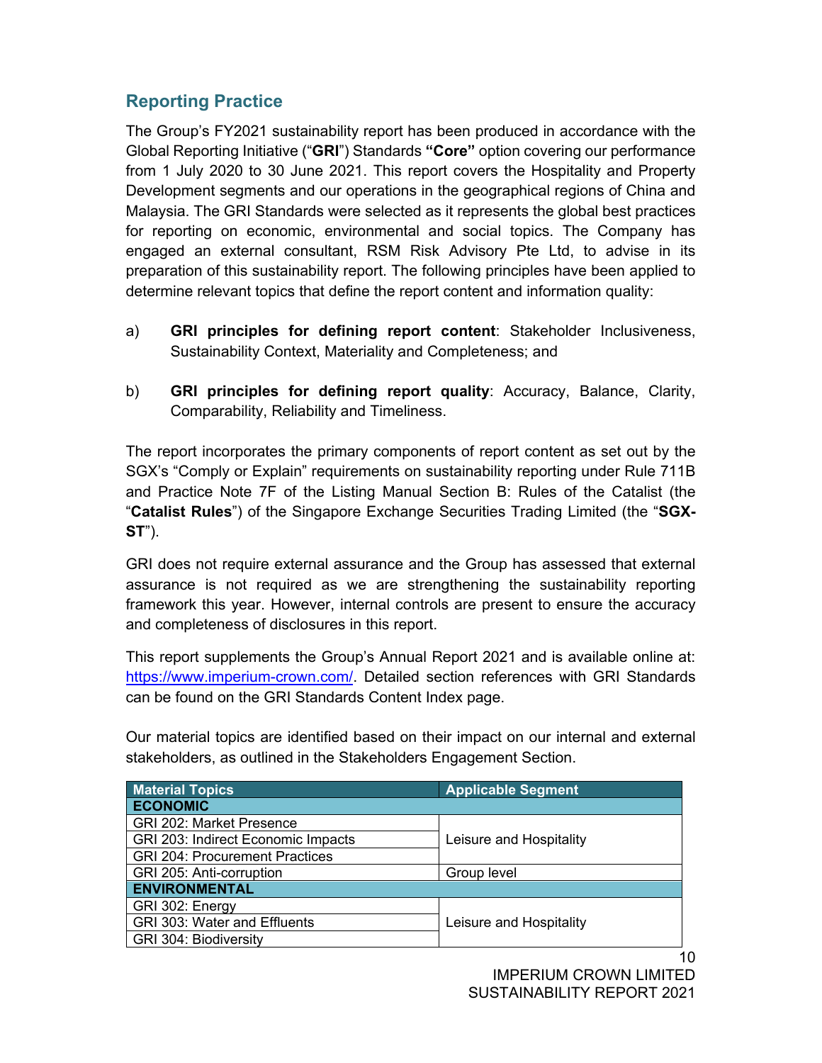## Reporting Practice

The Group's FY2021 sustainability report has been produced in accordance with the Global Reporting Initiative ("**GRI**") Standards **"Core"** option covering our performance from 1 July 2020 to 30 June 2021. This report covers the Hospitality and Property Development segments and our operations in the geographical regions of China and Malaysia. The GRI Standards were selected as it represents the global best practices for reporting on economic, environmental and social topics. The Company has engaged an external consultant, RSM Risk Advisory Pte Ltd, to advise in its preparation of this sustainability report. The following principles have been applied to determine relevant topics that define the report content and information quality:

a) **GRI principles for defining report content**: Stakeholder Inclusiveness, Sustainability Context, Materiality and Completeness; and

b) **GRI principles for defining report quality**: Accuracy, Balance, Clarity, Comparability, Reliability and Timeliness.

The report incorporates the primary components of report content as set out by the SGX's "Comply or Explain" requirements on sustainability reporting under Rule 711B and Practice Note 7F of the Listing Manual Section B: Rules of the Catalist (the "**Catalist Rules**") of the Singapore Exchange Securities Trading Limited (the "**SGX-ST**").

GRI does not require external assurance and the Group has assessed that external assurance is not required as we are strengthening the sustainability reporting framework this year. However, internal controls are present to ensure the accuracy and completeness of disclosures in this report.

This report supplements the Group's Annual Report 2021 and is available online at: https://www.imperium-crown.com/. Detailed section references with GRI Standards can be found on the GRI Standards Content Index page.

Our material topics are identified based on their impact on our internal and external stakeholders, as outlined in the Stakeholders Engagement Section.

| Material Topics | Applicable Segment |
|---|---|
| **ECONOMIC** | |
| GRI 202: Market Presence | Leisure and Hospitality |
| GRI 203: Indirect Economic Impacts | |
| GRI 204: Procurement Practices | |
| GRI 205: Anti-corruption | Group level |
| **ENVIRONMENTAL** | |
| GRI 302: Energy | Leisure and Hospitality |
| GRI 303: Water and Effluents | |
| GRI 304: Biodiversity | |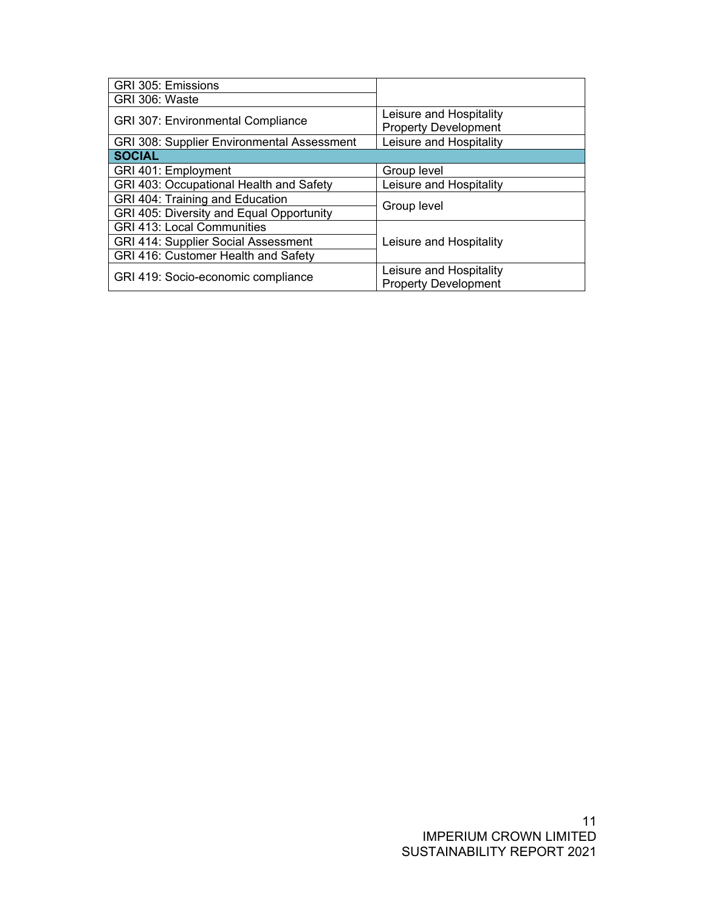| | |
|---|---|
| GRI 305: Emissions | |
| GRI 306: Waste | |
| GRI 307: Environmental Compliance | Leisure and Hospitality<br>Property Development |
| GRI 308: Supplier Environmental Assessment | Leisure and Hospitality |
| **SOCIAL** | |
| GRI 401: Employment | Group level |
| GRI 403: Occupational Health and Safety | Leisure and Hospitality |
| GRI 404: Training and Education | Group level |
| GRI 405: Diversity and Equal Opportunity | |
| GRI 413: Local Communities | Leisure and Hospitality |
| GRI 414: Supplier Social Assessment | |
| GRI 416: Customer Health and Safety | |
| GRI 419: Socio-economic compliance | Leisure and Hospitality<br>Property Development |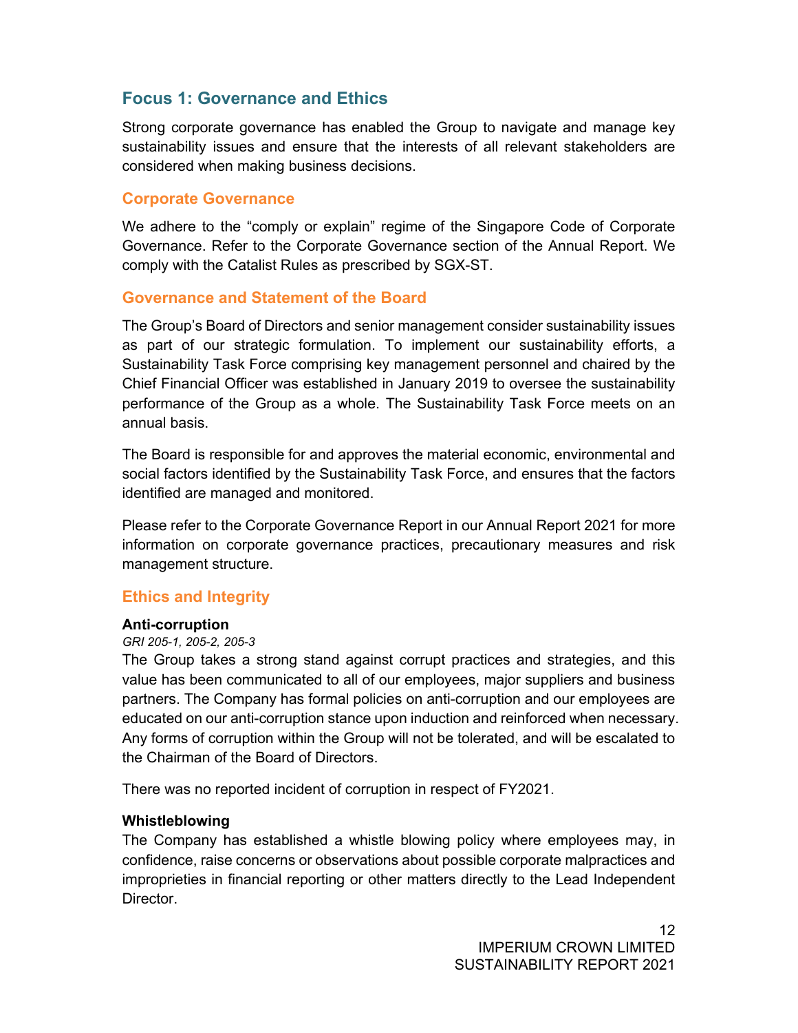## Focus 1: Governance and Ethics

Strong corporate governance has enabled the Group to navigate and manage key sustainability issues and ensure that the interests of all relevant stakeholders are considered when making business decisions.

### Corporate Governance

We adhere to the "comply or explain" regime of the Singapore Code of Corporate Governance. Refer to the Corporate Governance section of the Annual Report. We comply with the Catalist Rules as prescribed by SGX-ST.

### Governance and Statement of the Board

The Group's Board of Directors and senior management consider sustainability issues as part of our strategic formulation. To implement our sustainability efforts, a Sustainability Task Force comprising key management personnel and chaired by the Chief Financial Officer was established in January 2019 to oversee the sustainability performance of the Group as a whole. The Sustainability Task Force meets on an annual basis.

The Board is responsible for and approves the material economic, environmental and social factors identified by the Sustainability Task Force, and ensures that the factors identified are managed and monitored.

Please refer to the Corporate Governance Report in our Annual Report 2021 for more information on corporate governance practices, precautionary measures and risk management structure.

### Ethics and Integrity

**Anti-corruption**

*GRI 205-1, 205-2, 205-3*

The Group takes a strong stand against corrupt practices and strategies, and this value has been communicated to all of our employees, major suppliers and business partners. The Company has formal policies on anti-corruption and our employees are educated on our anti-corruption stance upon induction and reinforced when necessary. Any forms of corruption within the Group will not be tolerated, and will be escalated to the Chairman of the Board of Directors.

There was no reported incident of corruption in respect of FY2021.

**Whistleblowing**

The Company has established a whistle blowing policy where employees may, in confidence, raise concerns or observations about possible corporate malpractices and improprieties in financial reporting or other matters directly to the Lead Independent Director.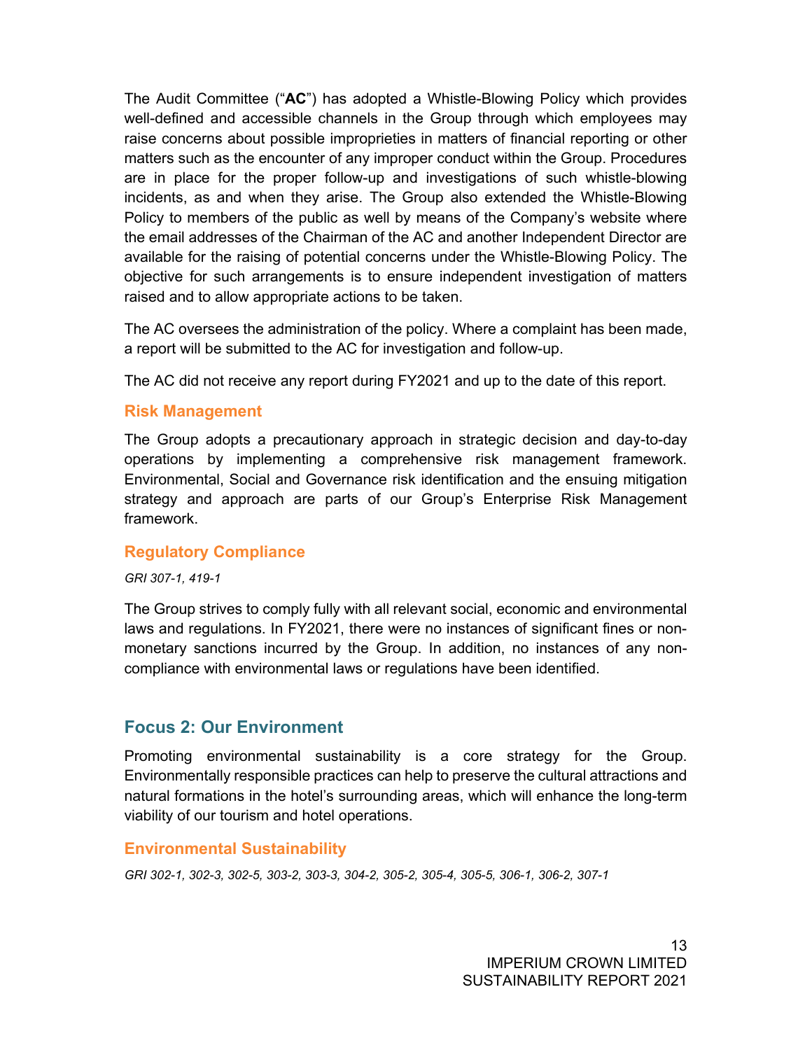The Audit Committee ("**AC**") has adopted a Whistle-Blowing Policy which provides well-defined and accessible channels in the Group through which employees may raise concerns about possible improprieties in matters of financial reporting or other matters such as the encounter of any improper conduct within the Group. Procedures are in place for the proper follow-up and investigations of such whistle-blowing incidents, as and when they arise. The Group also extended the Whistle-Blowing Policy to members of the public as well by means of the Company's website where the email addresses of the Chairman of the AC and another Independent Director are available for the raising of potential concerns under the Whistle-Blowing Policy. The objective for such arrangements is to ensure independent investigation of matters raised and to allow appropriate actions to be taken.

The AC oversees the administration of the policy. Where a complaint has been made, a report will be submitted to the AC for investigation and follow-up.

The AC did not receive any report during FY2021 and up to the date of this report.

### Risk Management

The Group adopts a precautionary approach in strategic decision and day-to-day operations by implementing a comprehensive risk management framework. Environmental, Social and Governance risk identification and the ensuing mitigation strategy and approach are parts of our Group's Enterprise Risk Management framework.

### Regulatory Compliance

*GRI 307-1, 419-1*

The Group strives to comply fully with all relevant social, economic and environmental laws and regulations. In FY2021, there were no instances of significant fines or non-monetary sanctions incurred by the Group. In addition, no instances of any non-compliance with environmental laws or regulations have been identified.

## Focus 2: Our Environment

Promoting environmental sustainability is a core strategy for the Group. Environmentally responsible practices can help to preserve the cultural attractions and natural formations in the hotel's surrounding areas, which will enhance the long-term viability of our tourism and hotel operations.

### Environmental Sustainability

*GRI 302-1, 302-3, 302-5, 303-2, 303-3, 304-2, 305-2, 305-4, 305-5, 306-1, 306-2, 307-1*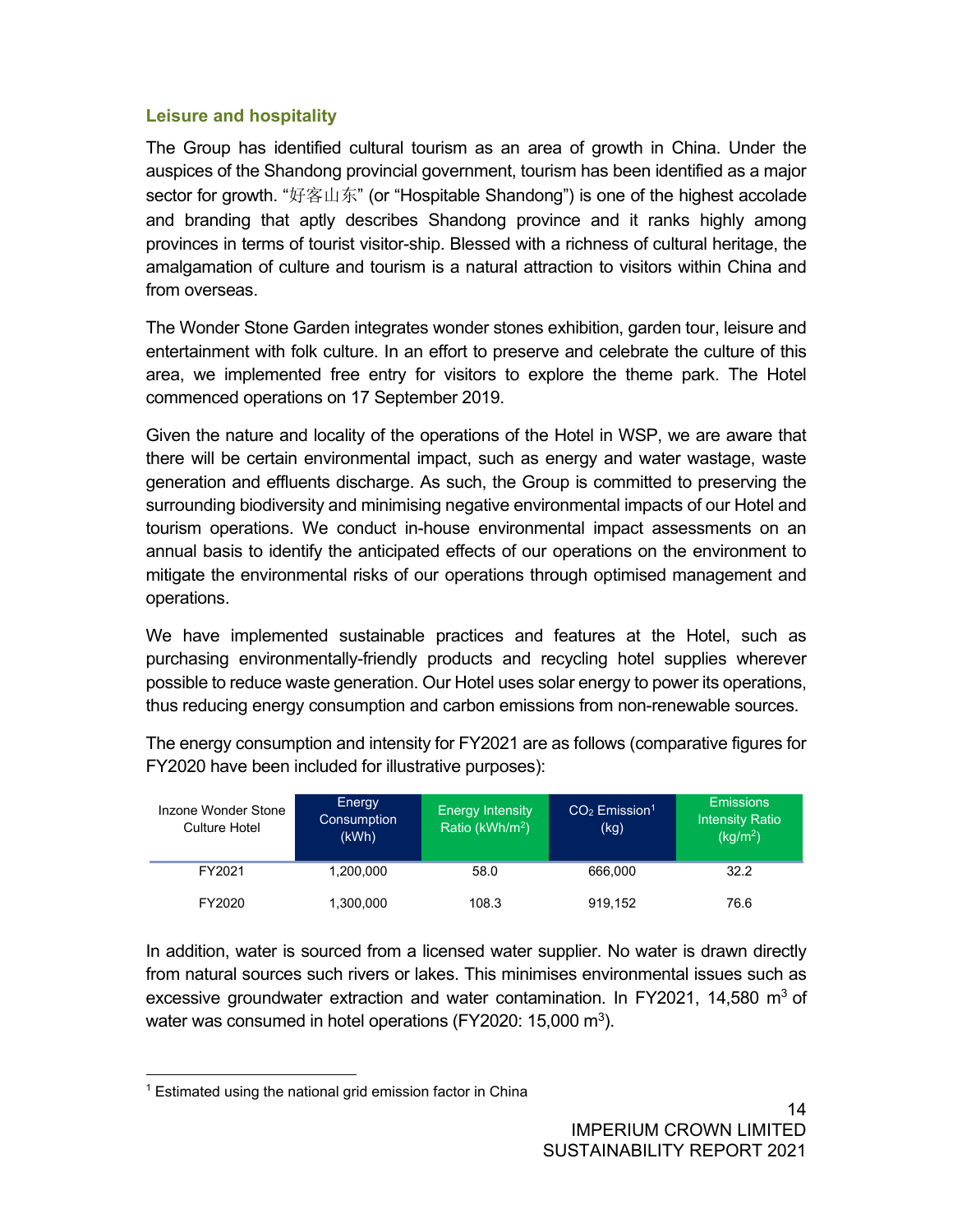### Leisure and hospitality

The Group has identified cultural tourism as an area of growth in China. Under the auspices of the Shandong provincial government, tourism has been identified as a major sector for growth. "好客山东" (or "Hospitable Shandong") is one of the highest accolade and branding that aptly describes Shandong province and it ranks highly among provinces in terms of tourist visitor-ship. Blessed with a richness of cultural heritage, the amalgamation of culture and tourism is a natural attraction to visitors within China and from overseas.

The Wonder Stone Garden integrates wonder stones exhibition, garden tour, leisure and entertainment with folk culture. In an effort to preserve and celebrate the culture of this area, we implemented free entry for visitors to explore the theme park. The Hotel commenced operations on 17 September 2019.

Given the nature and locality of the operations of the Hotel in WSP, we are aware that there will be certain environmental impact, such as energy and water wastage, waste generation and effluents discharge. As such, the Group is committed to preserving the surrounding biodiversity and minimising negative environmental impacts of our Hotel and tourism operations. We conduct in-house environmental impact assessments on an annual basis to identify the anticipated effects of our operations on the environment to mitigate the environmental risks of our operations through optimised management and operations.

We have implemented sustainable practices and features at the Hotel, such as purchasing environmentally-friendly products and recycling hotel supplies wherever possible to reduce waste generation. Our Hotel uses solar energy to power its operations, thus reducing energy consumption and carbon emissions from non-renewable sources.

The energy consumption and intensity for FY2021 are as follows (comparative figures for FY2020 have been included for illustrative purposes):

| Inzone Wonder Stone Culture Hotel | Energy Consumption (kWh) | Energy Intensity Ratio (kWh/m$^2$) | $CO_2$ Emission[1] (kg) | Emissions Intensity Ratio (kg/m$^2$) |
|---|---|---|---|---|
| FY2021 | 1,200,000 | 58.0 | 666,000 | 32.2 |
| FY2020 | 1,300,000 | 108.3 | 919,152 | 76.6 |

In addition, water is sourced from a licensed water supplier. No water is drawn directly from natural sources such rivers or lakes. This minimises environmental issues such as excessive groundwater extraction and water contamination. In FY2021, 14,580 m$^3$ of water was consumed in hotel operations (FY2020: 15,000 m$^3$).

[1] Estimated using the national grid emission factor in China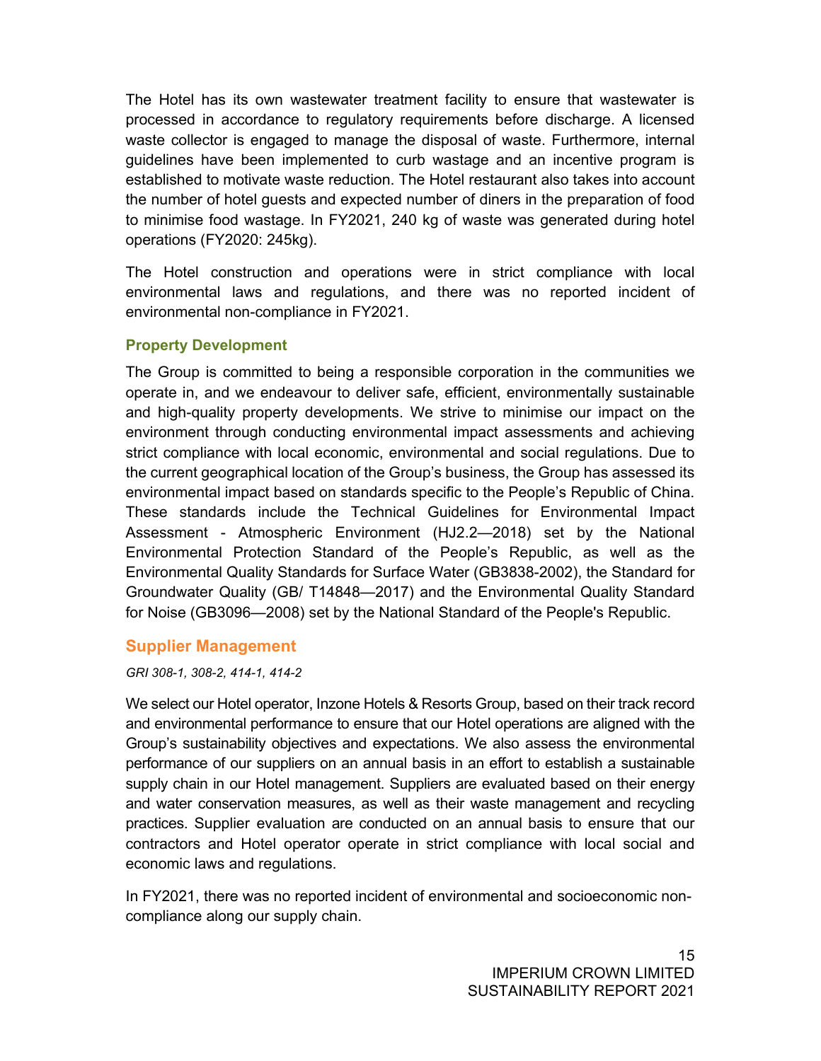The Hotel has its own wastewater treatment facility to ensure that wastewater is processed in accordance to regulatory requirements before discharge. A licensed waste collector is engaged to manage the disposal of waste. Furthermore, internal guidelines have been implemented to curb wastage and an incentive program is established to motivate waste reduction. The Hotel restaurant also takes into account the number of hotel guests and expected number of diners in the preparation of food to minimise food wastage. In FY2021, 240 kg of waste was generated during hotel operations (FY2020: 245kg).

The Hotel construction and operations were in strict compliance with local environmental laws and regulations, and there was no reported incident of environmental non-compliance in FY2021.

### Property Development

The Group is committed to being a responsible corporation in the communities we operate in, and we endeavour to deliver safe, efficient, environmentally sustainable and high-quality property developments. We strive to minimise our impact on the environment through conducting environmental impact assessments and achieving strict compliance with local economic, environmental and social regulations. Due to the current geographical location of the Group's business, the Group has assessed its environmental impact based on standards specific to the People's Republic of China. These standards include the Technical Guidelines for Environmental Impact Assessment - Atmospheric Environment (HJ2.2—2018) set by the National Environmental Protection Standard of the People's Republic, as well as the Environmental Quality Standards for Surface Water (GB3838-2002), the Standard for Groundwater Quality (GB/ T14848—2017) and the Environmental Quality Standard for Noise (GB3096—2008) set by the National Standard of the People's Republic.

## Supplier Management

*GRI 308-1, 308-2, 414-1, 414-2*

We select our Hotel operator, Inzone Hotels & Resorts Group, based on their track record and environmental performance to ensure that our Hotel operations are aligned with the Group's sustainability objectives and expectations. We also assess the environmental performance of our suppliers on an annual basis in an effort to establish a sustainable supply chain in our Hotel management. Suppliers are evaluated based on their energy and water conservation measures, as well as their waste management and recycling practices. Supplier evaluation are conducted on an annual basis to ensure that our contractors and Hotel operator operate in strict compliance with local social and economic laws and regulations.

In FY2021, there was no reported incident of environmental and socioeconomic non-compliance along our supply chain.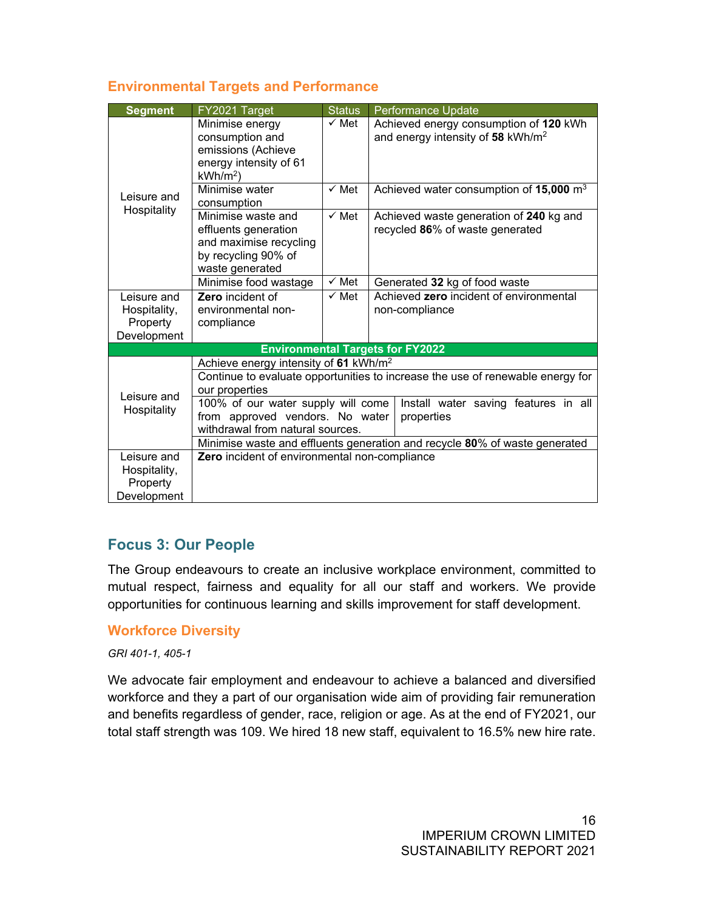## Environmental Targets and Performance

| Segment | FY2021 Target | Status | Performance Update |
|---|---|---|---|
| Leisure and Hospitality | Minimise energy consumption and emissions (Achieve energy intensity of 61 $kWh/m^2$) | ✓ Met | Achieved energy consumption of **120** kWh and energy intensity of **58** $kWh/m^2$ |
| | Minimise water consumption | ✓ Met | Achieved water consumption of **15,000** $m^3$ |
| | Minimise waste and effluents generation and maximise recycling by recycling 90% of waste generated | ✓ Met | Achieved waste generation of **240** kg and recycled **86**% of waste generated |
| | Minimise food wastage | ✓ Met | Generated **32** kg of food waste |
| Leisure and Hospitality, Property Development | **Zero** incident of environmental non-compliance | ✓ Met | Achieved **zero** incident of environmental non-compliance |
| **Environmental Targets for FY2022** | | | |
| Leisure and Hospitality | Achieve energy intensity of **61** $kWh/m^2$ | | |
| | Continue to evaluate opportunities to increase the use of renewable energy for our properties | | |
| | 100% of our water supply will come from approved vendors. No water withdrawal from natural sources. | | Install water saving features in all properties |
| | Minimise waste and effluents generation and recycle **80**% of waste generated | | |
| Leisure and Hospitality, Property Development | **Zero** incident of environmental non-compliance | | |

## Focus 3: Our People

The Group endeavours to create an inclusive workplace environment, committed to mutual respect, fairness and equality for all our staff and workers. We provide opportunities for continuous learning and skills improvement for staff development.

### Workforce Diversity

*GRI 401-1, 405-1*

We advocate fair employment and endeavour to achieve a balanced and diversified workforce and they a part of our organisation wide aim of providing fair remuneration and benefits regardless of gender, race, religion or age. As at the end of FY2021, our total staff strength was 109. We hired 18 new staff, equivalent to 16.5% new hire rate.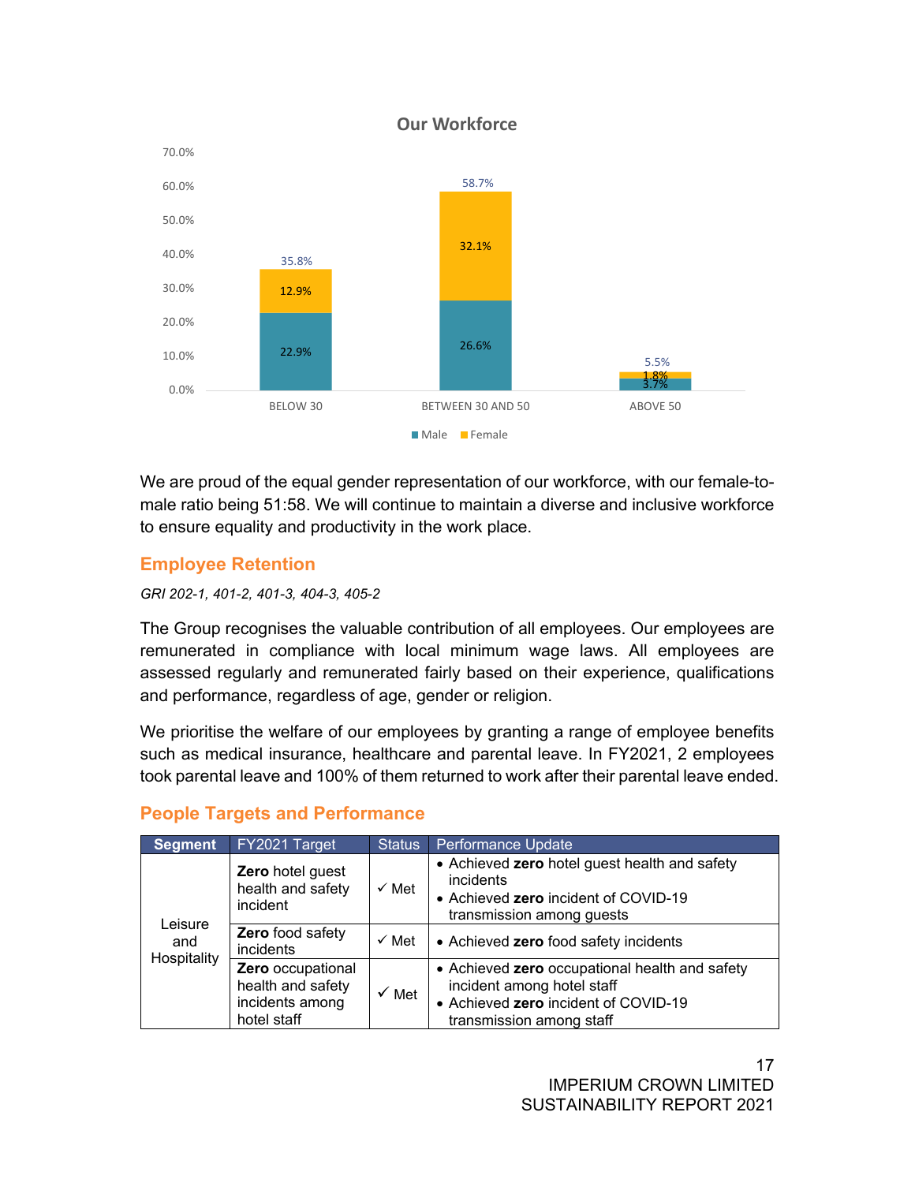**Our Workforce**

| | Male | Female | Total |
|---|---|---|---|
| BELOW 30 | 22.9% | 12.9% | 35.8% |
| BETWEEN 30 AND 50 | 26.6% | 32.1% | 58.7% |
| ABOVE 50 | 3.7% | 1.8% | 5.5% |

We are proud of the equal gender representation of our workforce, with our female-to-male ratio being 51:58. We will continue to maintain a diverse and inclusive workforce to ensure equality and productivity in the work place.

## Employee Retention

*GRI 202-1, 401-2, 401-3, 404-3, 405-2*

The Group recognises the valuable contribution of all employees. Our employees are remunerated in compliance with local minimum wage laws. All employees are assessed regularly and remunerated fairly based on their experience, qualifications and performance, regardless of age, gender or religion.

We prioritise the welfare of our employees by granting a range of employee benefits such as medical insurance, healthcare and parental leave. In FY2021, 2 employees took parental leave and 100% of them returned to work after their parental leave ended.

## People Targets and Performance

| Segment | FY2021 Target | Status | Performance Update |
|---|---|---|---|
| Leisure and Hospitality | **Zero** hotel guest health and safety incident | ✓ Met | • Achieved **zero** hotel guest health and safety incidents<br>• Achieved **zero** incident of COVID-19 transmission among guests |
| | **Zero** food safety incidents | ✓ Met | • Achieved **zero** food safety incidents |
| | **Zero** occupational health and safety incidents among hotel staff | ✓ Met | • Achieved **zero** occupational health and safety incident among hotel staff<br>• Achieved **zero** incident of COVID-19 transmission among staff |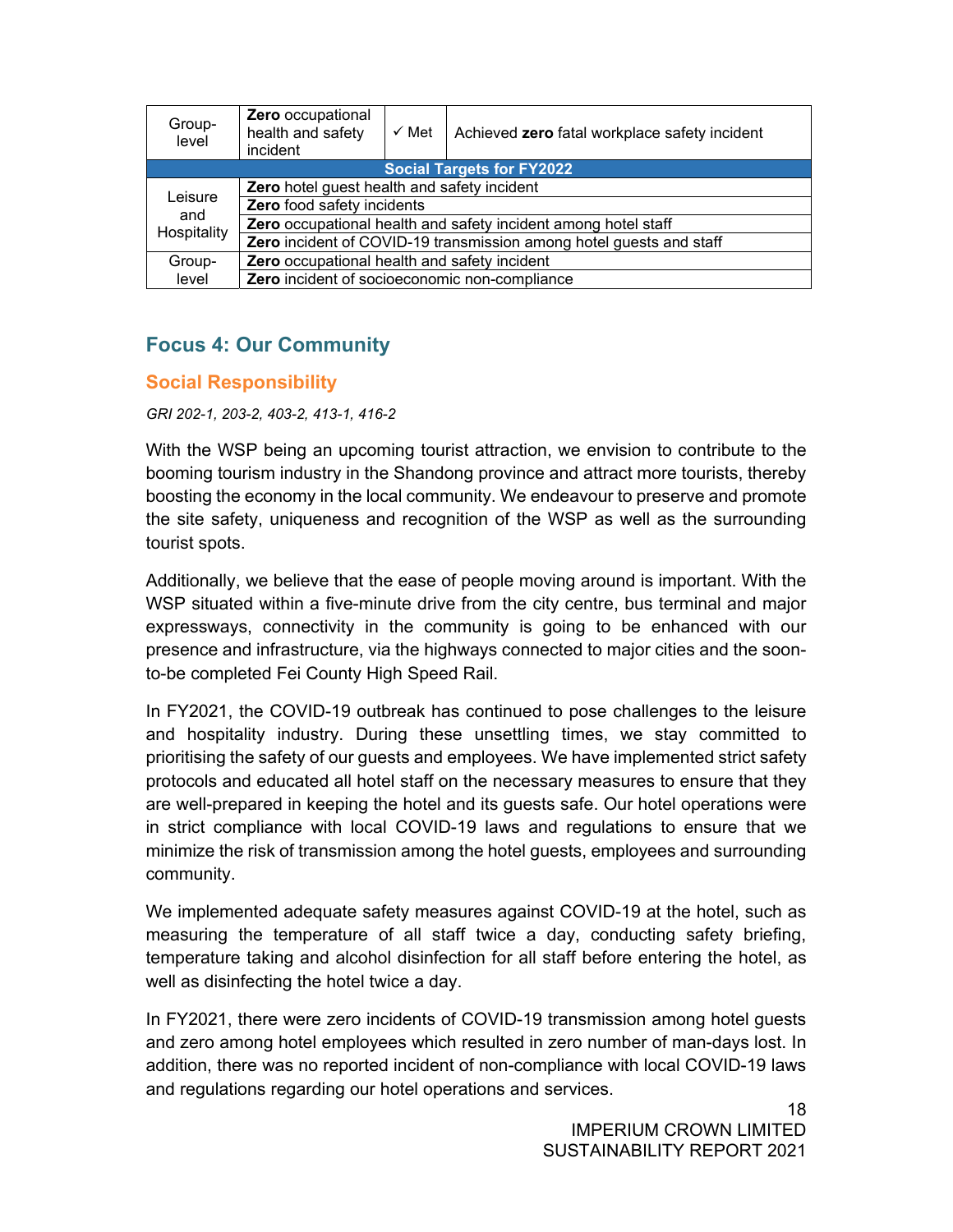| Group-level | **Zero** occupational health and safety incident | ✓ Met | Achieved **zero** fatal workplace safety incident |
|---|---|---|---|
| **Social Targets for FY2022** | | | |
| Leisure and Hospitality | **Zero** hotel guest health and safety incident | | |
| | **Zero** food safety incidents | | |
| | **Zero** occupational health and safety incident among hotel staff | | |
| | **Zero** incident of COVID-19 transmission among hotel guests and staff | | |
| Group-level | **Zero** occupational health and safety incident | | |
| | **Zero** incident of socioeconomic non-compliance | | |

## Focus 4: Our Community

### Social Responsibility

*GRI 202-1, 203-2, 403-2, 413-1, 416-2*

With the WSP being an upcoming tourist attraction, we envision to contribute to the booming tourism industry in the Shandong province and attract more tourists, thereby boosting the economy in the local community. We endeavour to preserve and promote the site safety, uniqueness and recognition of the WSP as well as the surrounding tourist spots.

Additionally, we believe that the ease of people moving around is important. With the WSP situated within a five-minute drive from the city centre, bus terminal and major expressways, connectivity in the community is going to be enhanced with our presence and infrastructure, via the highways connected to major cities and the soon-to-be completed Fei County High Speed Rail.

In FY2021, the COVID-19 outbreak has continued to pose challenges to the leisure and hospitality industry. During these unsettling times, we stay committed to prioritising the safety of our guests and employees. We have implemented strict safety protocols and educated all hotel staff on the necessary measures to ensure that they are well-prepared in keeping the hotel and its guests safe. Our hotel operations were in strict compliance with local COVID-19 laws and regulations to ensure that we minimize the risk of transmission among the hotel guests, employees and surrounding community.

We implemented adequate safety measures against COVID-19 at the hotel, such as measuring the temperature of all staff twice a day, conducting safety briefing, temperature taking and alcohol disinfection for all staff before entering the hotel, as well as disinfecting the hotel twice a day.

In FY2021, there were zero incidents of COVID-19 transmission among hotel guests and zero among hotel employees which resulted in zero number of man-days lost. In addition, there was no reported incident of non-compliance with local COVID-19 laws and regulations regarding our hotel operations and services.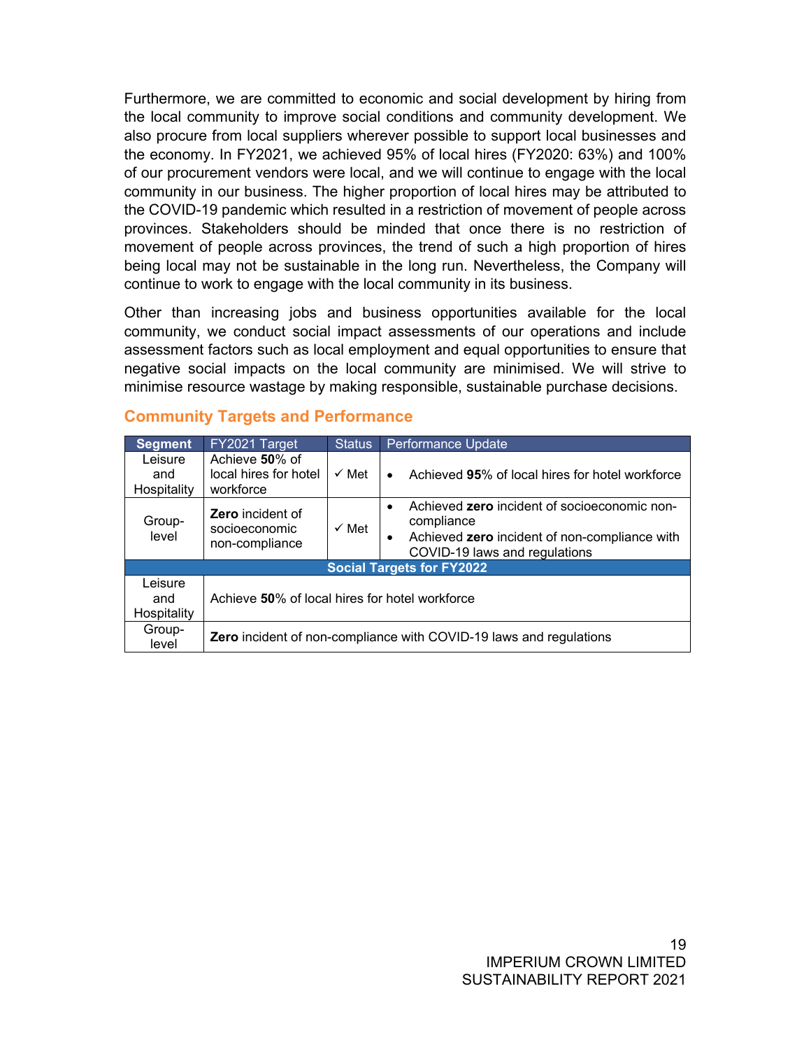Furthermore, we are committed to economic and social development by hiring from the local community to improve social conditions and community development. We also procure from local suppliers wherever possible to support local businesses and the economy. In FY2021, we achieved 95% of local hires (FY2020: 63%) and 100% of our procurement vendors were local, and we will continue to engage with the local community in our business. The higher proportion of local hires may be attributed to the COVID-19 pandemic which resulted in a restriction of movement of people across provinces. Stakeholders should be minded that once there is no restriction of movement of people across provinces, the trend of such a high proportion of hires being local may not be sustainable in the long run. Nevertheless, the Company will continue to work to engage with the local community in its business.

Other than increasing jobs and business opportunities available for the local community, we conduct social impact assessments of our operations and include assessment factors such as local employment and equal opportunities to ensure that negative social impacts on the local community are minimised. We will strive to minimise resource wastage by making responsible, sustainable purchase decisions.

## Community Targets and Performance

| Segment | FY2021 Target | Status | Performance Update |
|---|---|---|---|
| Leisure and Hospitality | Achieve **50**% of local hires for hotel workforce | ✓ Met | • Achieved **95**% of local hires for hotel workforce |
| Group-level | **Zero** incident of socioeconomic non-compliance | ✓ Met | • Achieved **zero** incident of socioeconomic non-compliance<br>• Achieved **zero** incident of non-compliance with COVID-19 laws and regulations |
| **Social Targets for FY2022** | | | |
| Leisure and Hospitality | Achieve **50**% of local hires for hotel workforce | | |
| Group-level | **Zero** incident of non-compliance with COVID-19 laws and regulations | | |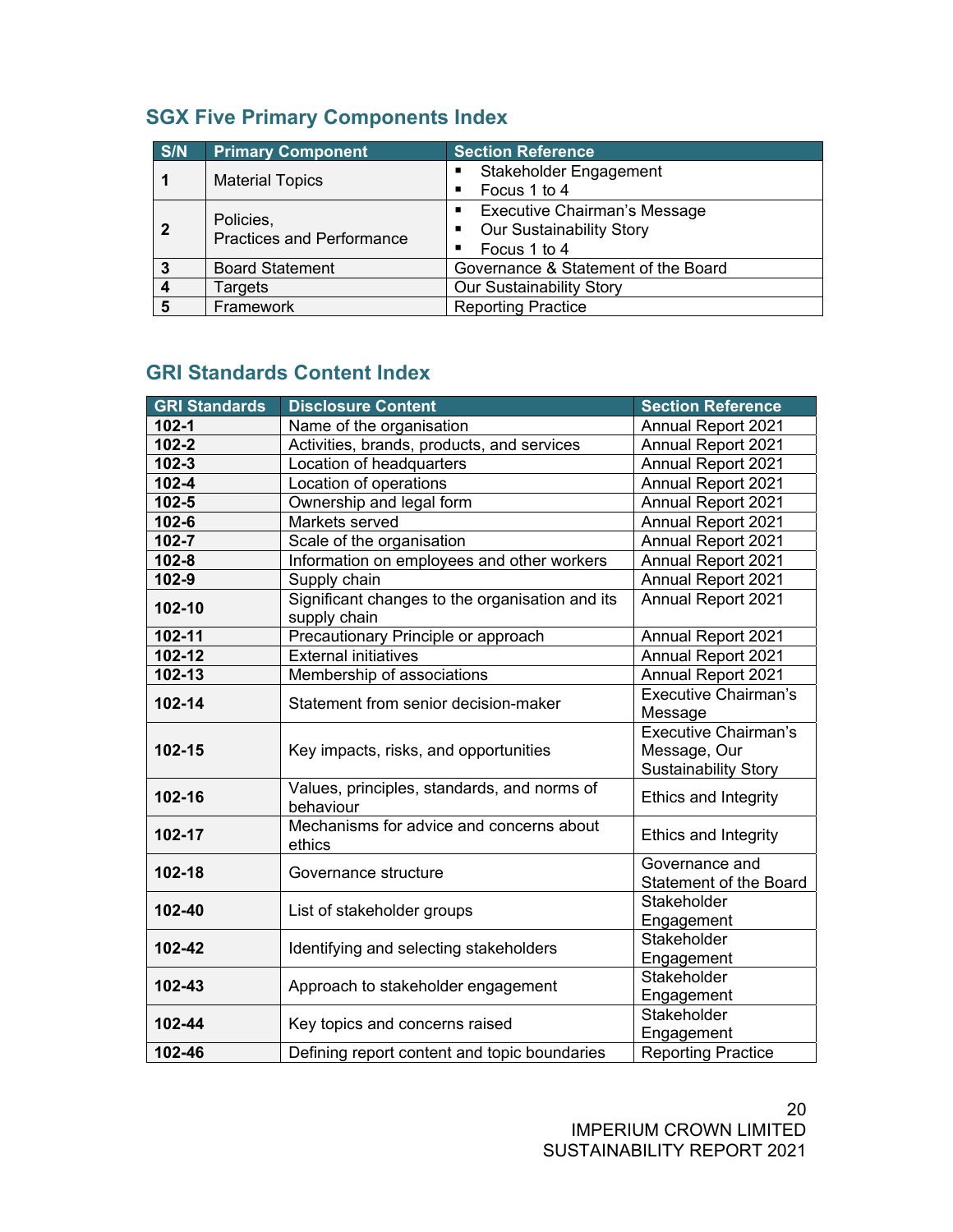## SGX Five Primary Components Index

| S/N | Primary Component | Section Reference |
|---|---|---|
| **1** | Material Topics | ▪ Stakeholder Engagement<br>▪ Focus 1 to 4 |
| **2** | Policies,<br>Practices and Performance | ▪ Executive Chairman's Message<br>▪ Our Sustainability Story<br>▪ Focus 1 to 4 |
| **3** | Board Statement | Governance & Statement of the Board |
| **4** | Targets | Our Sustainability Story |
| **5** | Framework | Reporting Practice |

## GRI Standards Content Index

| GRI Standards | Disclosure Content | Section Reference |
|---|---|---|
| **102-1** | Name of the organisation | Annual Report 2021 |
| **102-2** | Activities, brands, products, and services | Annual Report 2021 |
| **102-3** | Location of headquarters | Annual Report 2021 |
| **102-4** | Location of operations | Annual Report 2021 |
| **102-5** | Ownership and legal form | Annual Report 2021 |
| **102-6** | Markets served | Annual Report 2021 |
| **102-7** | Scale of the organisation | Annual Report 2021 |
| **102-8** | Information on employees and other workers | Annual Report 2021 |
| **102-9** | Supply chain | Annual Report 2021 |
| **102-10** | Significant changes to the organisation and its supply chain | Annual Report 2021 |
| **102-11** | Precautionary Principle or approach | Annual Report 2021 |
| **102-12** | External initiatives | Annual Report 2021 |
| **102-13** | Membership of associations | Annual Report 2021 |
| **102-14** | Statement from senior decision-maker | Executive Chairman's Message |
| **102-15** | Key impacts, risks, and opportunities | Executive Chairman's Message, Our Sustainability Story |
| **102-16** | Values, principles, standards, and norms of behaviour | Ethics and Integrity |
| **102-17** | Mechanisms for advice and concerns about ethics | Ethics and Integrity |
| **102-18** | Governance structure | Governance and Statement of the Board |
| **102-40** | List of stakeholder groups | Stakeholder Engagement |
| **102-42** | Identifying and selecting stakeholders | Stakeholder Engagement |
| **102-43** | Approach to stakeholder engagement | Stakeholder Engagement |
| **102-44** | Key topics and concerns raised | Stakeholder Engagement |
| **102-46** | Defining report content and topic boundaries | Reporting Practice |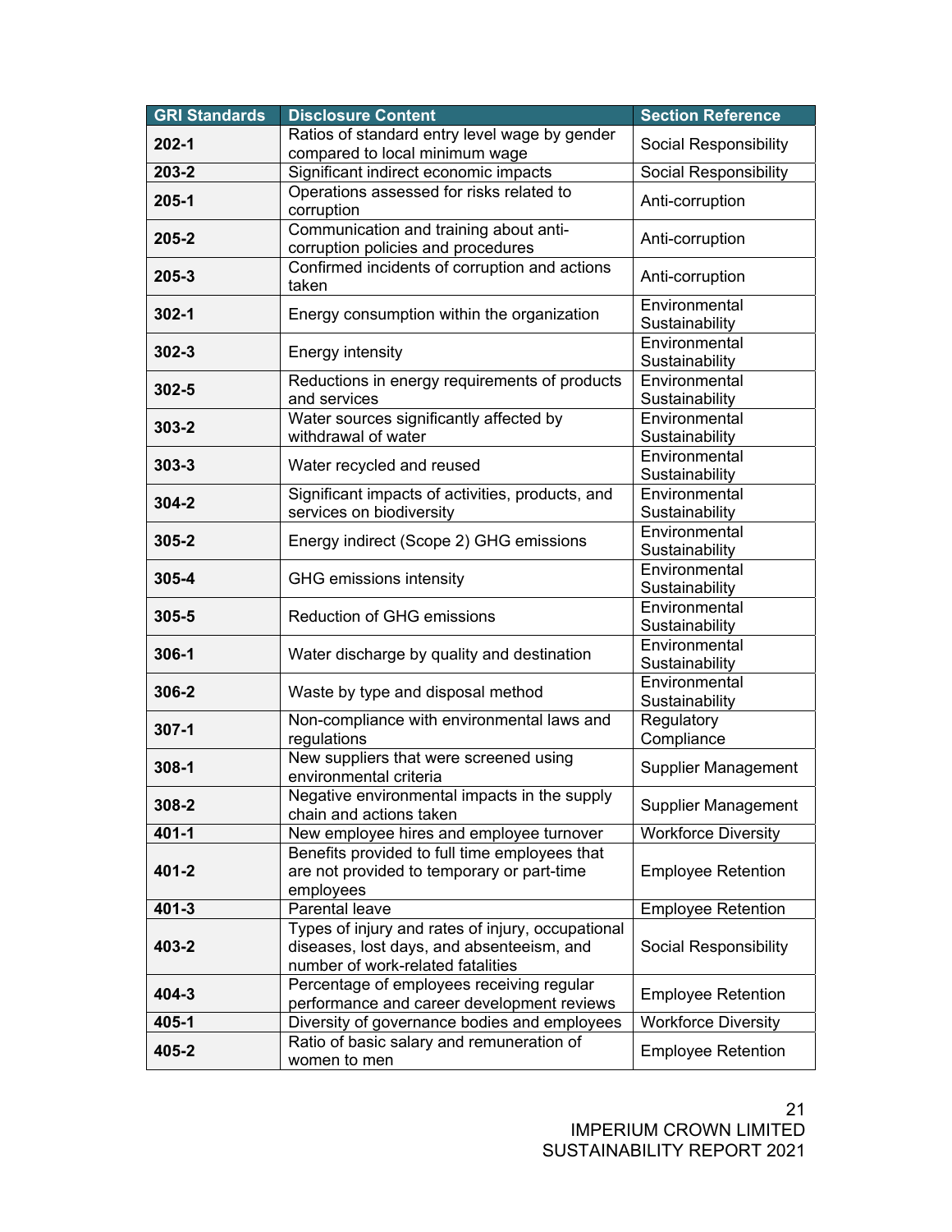| GRI Standards | Disclosure Content | Section Reference |
|---|---|---|
| **202-1** | Ratios of standard entry level wage by gender compared to local minimum wage | Social Responsibility |
| **203-2** | Significant indirect economic impacts | Social Responsibility |
| **205-1** | Operations assessed for risks related to corruption | Anti-corruption |
| **205-2** | Communication and training about anti-corruption policies and procedures | Anti-corruption |
| **205-3** | Confirmed incidents of corruption and actions taken | Anti-corruption |
| **302-1** | Energy consumption within the organization | Environmental Sustainability |
| **302-3** | Energy intensity | Environmental Sustainability |
| **302-5** | Reductions in energy requirements of products and services | Environmental Sustainability |
| **303-2** | Water sources significantly affected by withdrawal of water | Environmental Sustainability |
| **303-3** | Water recycled and reused | Environmental Sustainability |
| **304-2** | Significant impacts of activities, products, and services on biodiversity | Environmental Sustainability |
| **305-2** | Energy indirect (Scope 2) GHG emissions | Environmental Sustainability |
| **305-4** | GHG emissions intensity | Environmental Sustainability |
| **305-5** | Reduction of GHG emissions | Environmental Sustainability |
| **306-1** | Water discharge by quality and destination | Environmental Sustainability |
| **306-2** | Waste by type and disposal method | Environmental Sustainability |
| **307-1** | Non-compliance with environmental laws and regulations | Regulatory Compliance |
| **308-1** | New suppliers that were screened using environmental criteria | Supplier Management |
| **308-2** | Negative environmental impacts in the supply chain and actions taken | Supplier Management |
| **401-1** | New employee hires and employee turnover | Workforce Diversity |
| **401-2** | Benefits provided to full time employees that are not provided to temporary or part-time employees | Employee Retention |
| **401-3** | Parental leave | Employee Retention |
| **403-2** | Types of injury and rates of injury, occupational diseases, lost days, and absenteeism, and number of work-related fatalities | Social Responsibility |
| **404-3** | Percentage of employees receiving regular performance and career development reviews | Employee Retention |
| **405-1** | Diversity of governance bodies and employees | Workforce Diversity |
| **405-2** | Ratio of basic salary and remuneration of women to men | Employee Retention |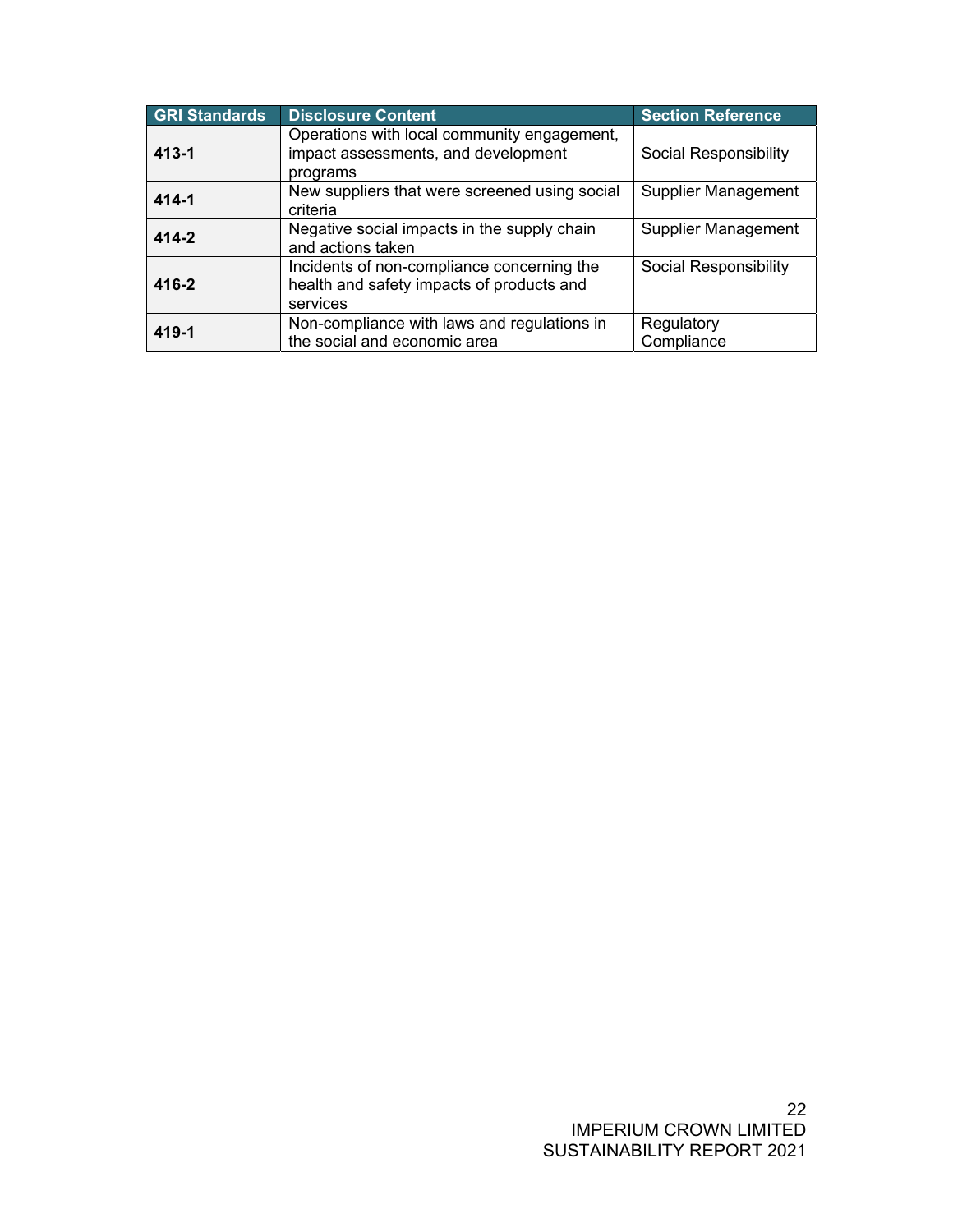| GRI Standards | Disclosure Content | Section Reference |
|---|---|---|
| **413-1** | Operations with local community engagement, impact assessments, and development programs | Social Responsibility |
| **414-1** | New suppliers that were screened using social criteria | Supplier Management |
| **414-2** | Negative social impacts in the supply chain and actions taken | Supplier Management |
| **416-2** | Incidents of non-compliance concerning the health and safety impacts of products and services | Social Responsibility |
| **419-1** | Non-compliance with laws and regulations in the social and economic area | Regulatory Compliance |